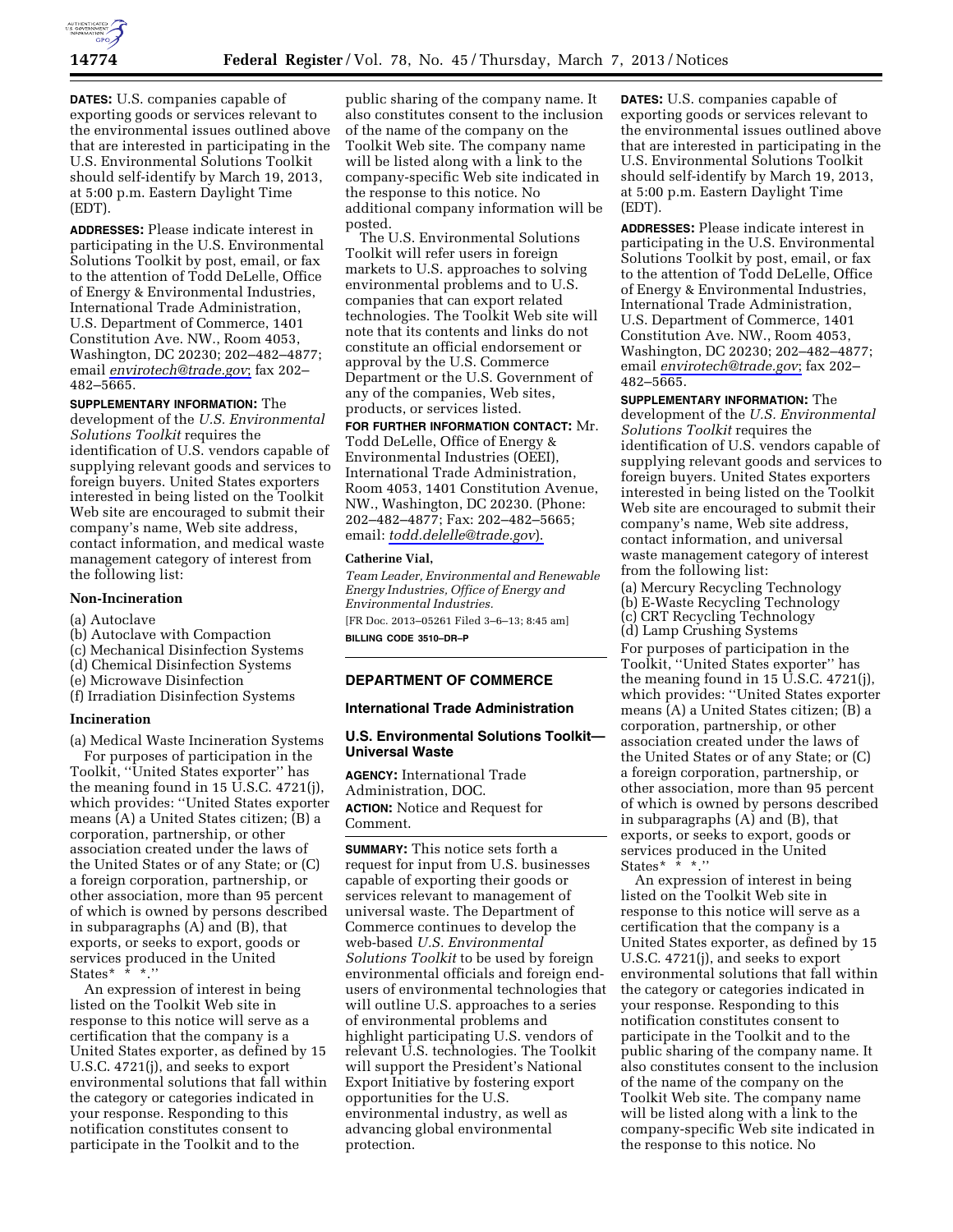**DATES:** U.S. companies capable of exporting goods or services relevant to the environmental issues outlined above that are interested in participating in the U.S. Environmental Solutions Toolkit should self-identify by March 19, 2013, at 5:00 p.m. Eastern Daylight Time (EDT).

**ADDRESSES:** Please indicate interest in participating in the U.S. Environmental Solutions Toolkit by post, email, or fax to the attention of Todd DeLelle, Office of Energy & Environmental Industries, International Trade Administration, U.S. Department of Commerce, 1401 Constitution Ave. NW., Room 4053, Washington, DC 20230; 202–482–4877; email *envirotech@trade.gov*; fax 202–482–5665.

**SUPPLEMENTARY INFORMATION:** The development of the *U.S. Environmental Solutions Toolkit* requires the identification of U.S. vendors capable of supplying relevant goods and services to foreign buyers. United States exporters interested in being listed on the Toolkit Web site are encouraged to submit their company's name, Web site address, contact information, and medical waste management category of interest from the following list:

### Non-Incineration

(a) Autoclave
(b) Autoclave with Compaction
(c) Mechanical Disinfection Systems
(d) Chemical Disinfection Systems
(e) Microwave Disinfection
(f) Irradiation Disinfection Systems

### Incineration

(a) Medical Waste Incineration Systems

For purposes of participation in the Toolkit, ''United States exporter'' has the meaning found in 15 U.S.C. 4721(j), which provides: ''United States exporter means (A) a United States citizen; (B) a corporation, partnership, or other association created under the laws of the United States or of any State; or (C) a foreign corporation, partnership, or other association, more than 95 percent of which is owned by persons described in subparagraphs (A) and (B), that exports, or seeks to export, goods or services produced in the United States* * *.''

An expression of interest in being listed on the Toolkit Web site in response to this notice will serve as a certification that the company is a United States exporter, as defined by 15 U.S.C. 4721(j), and seeks to export environmental solutions that fall within the category or categories indicated in your response. Responding to this notification constitutes consent to participate in the Toolkit and to the public sharing of the company name. It also constitutes consent to the inclusion of the name of the company on the Toolkit Web site. The company name will be listed along with a link to the company-specific Web site indicated in the response to this notice. No additional company information will be posted.

The U.S. Environmental Solutions Toolkit will refer users in foreign markets to U.S. approaches to solving environmental problems and to U.S. companies that can export related technologies. The Toolkit Web site will note that its contents and links do not constitute an official endorsement or approval by the U.S. Commerce Department or the U.S. Government of any of the companies, Web sites, products, or services listed.

**FOR FURTHER INFORMATION CONTACT:** Mr. Todd DeLelle, Office of Energy & Environmental Industries (OEEI), International Trade Administration, Room 4053, 1401 Constitution Avenue, NW., Washington, DC 20230. (Phone: 202–482–4877; Fax: 202–482–5665; email: *todd.delelle@trade.gov*).

**Catherine Vial,**

*Team Leader, Environmental and Renewable Energy Industries, Office of Energy and Environmental Industries.*

[FR Doc. 2013–05261 Filed 3–6–13; 8:45 am]

**BILLING CODE 3510–DR–P**

---

## DEPARTMENT OF COMMERCE

### International Trade Administration

### U.S. Environmental Solutions Toolkit—Universal Waste

**AGENCY:** International Trade Administration, DOC.

**ACTION:** Notice and Request for Comment.

**SUMMARY:** This notice sets forth a request for input from U.S. businesses capable of exporting their goods or services relevant to management of universal waste. The Department of Commerce continues to develop the web-based *U.S. Environmental Solutions Toolkit* to be used by foreign environmental officials and foreign end-users of environmental technologies that will outline U.S. approaches to a series of environmental problems and highlight participating U.S. vendors of relevant U.S. technologies. The Toolkit will support the President's National Export Initiative by fostering export opportunities for the U.S. environmental industry, as well as advancing global environmental protection.

**DATES:** U.S. companies capable of exporting goods or services relevant to the environmental issues outlined above that are interested in participating in the U.S. Environmental Solutions Toolkit should self-identify by March 19, 2013, at 5:00 p.m. Eastern Daylight Time (EDT).

**ADDRESSES:** Please indicate interest in participating in the U.S. Environmental Solutions Toolkit by post, email, or fax to the attention of Todd DeLelle, Office of Energy & Environmental Industries, International Trade Administration, U.S. Department of Commerce, 1401 Constitution Ave. NW., Room 4053, Washington, DC 20230; 202–482–4877; email *envirotech@trade.gov*; fax 202–482–5665.

**SUPPLEMENTARY INFORMATION:** The development of the *U.S. Environmental Solutions Toolkit* requires the identification of U.S. vendors capable of supplying relevant goods and services to foreign buyers. United States exporters interested in being listed on the Toolkit Web site are encouraged to submit their company's name, Web site address, contact information, and universal waste management category of interest from the following list:

(a) Mercury Recycling Technology
(b) E-Waste Recycling Technology
(c) CRT Recycling Technology
(d) Lamp Crushing Systems

For purposes of participation in the Toolkit, ''United States exporter'' has the meaning found in 15 U.S.C. 4721(j), which provides: ''United States exporter means (A) a United States citizen; (B) a corporation, partnership, or other association created under the laws of the United States or of any State; or (C) a foreign corporation, partnership, or other association, more than 95 percent of which is owned by persons described in subparagraphs (A) and (B), that exports, or seeks to export, goods or services produced in the United States* * *.''

An expression of interest in being listed on the Toolkit Web site in response to this notice will serve as a certification that the company is a United States exporter, as defined by 15 U.S.C. 4721(j), and seeks to export environmental solutions that fall within the category or categories indicated in your response. Responding to this notification constitutes consent to participate in the Toolkit and to the public sharing of the company name. It also constitutes consent to the inclusion of the name of the company on the Toolkit Web site. The company name will be listed along with a link to the company-specific Web site indicated in the response to this notice. No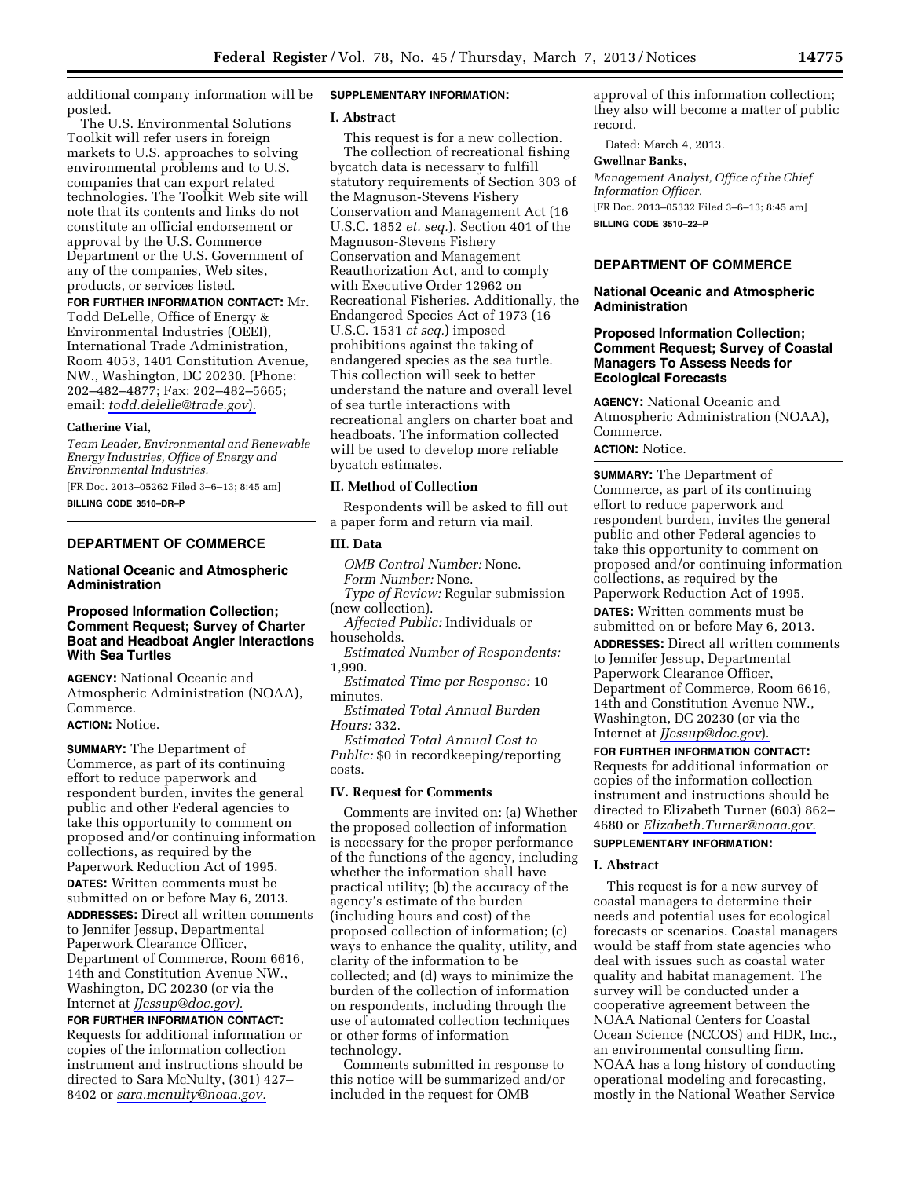additional company information will be posted.

The U.S. Environmental Solutions Toolkit will refer users in foreign markets to U.S. approaches to solving environmental problems and to U.S. companies that can export related technologies. The Toolkit Web site will note that its contents and links do not constitute an official endorsement or approval by the U.S. Commerce Department or the U.S. Government of any of the companies, Web sites, products, or services listed.

**FOR FURTHER INFORMATION CONTACT:** Mr. Todd DeLelle, Office of Energy & Environmental Industries (OEEI), International Trade Administration, Room 4053, 1401 Constitution Avenue, NW., Washington, DC 20230. (Phone: 202–482–4877; Fax: 202–482–5665; email: *todd.delelle@trade.gov*).

**Catherine Vial,**

*Team Leader, Environmental and Renewable Energy Industries, Office of Energy and Environmental Industries.*

[FR Doc. 2013–05262 Filed 3–6–13; 8:45 am]

**BILLING CODE 3510–DR–P**

---

## DEPARTMENT OF COMMERCE

### National Oceanic and Atmospheric Administration

### Proposed Information Collection; Comment Request; Survey of Charter Boat and Headboat Angler Interactions With Sea Turtles

**AGENCY:** National Oceanic and Atmospheric Administration (NOAA), Commerce.

**ACTION:** Notice.

**SUMMARY:** The Department of Commerce, as part of its continuing effort to reduce paperwork and respondent burden, invites the general public and other Federal agencies to take this opportunity to comment on proposed and/or continuing information collections, as required by the Paperwork Reduction Act of 1995.

**DATES:** Written comments must be submitted on or before May 6, 2013.

**ADDRESSES:** Direct all written comments to Jennifer Jessup, Departmental Paperwork Clearance Officer, Department of Commerce, Room 6616, 14th and Constitution Avenue NW., Washington, DC 20230 (or via the Internet at *JJessup@doc.gov).*

**FOR FURTHER INFORMATION CONTACT:** Requests for additional information or copies of the information collection instrument and instructions should be directed to Sara McNulty, (301) 427–8402 or *sara.mcnulty@noaa.gov.*

**SUPPLEMENTARY INFORMATION:**

#### I. Abstract

This request is for a new collection.

The collection of recreational fishing bycatch data is necessary to fulfill statutory requirements of Section 303 of the Magnuson-Stevens Fishery Conservation and Management Act (16 U.S.C. 1852 *et. seq.*), Section 401 of the Magnuson-Stevens Fishery Conservation and Management Reauthorization Act, and to comply with Executive Order 12962 on Recreational Fisheries. Additionally, the Endangered Species Act of 1973 (16 U.S.C. 1531 *et seq.*) imposed prohibitions against the taking of endangered species as the sea turtle. This collection will seek to better understand the nature and overall level of sea turtle interactions with recreational anglers on charter boat and headboats. The information collected will be used to develop more reliable bycatch estimates.

#### II. Method of Collection

Respondents will be asked to fill out a paper form and return via mail.

#### III. Data

*OMB Control Number:* None.

*Form Number:* None.

*Type of Review:* Regular submission (new collection).

*Affected Public:* Individuals or households.

*Estimated Number of Respondents:* 1,990.

*Estimated Time per Response:* 10 minutes.

*Estimated Total Annual Burden Hours:* 332.

*Estimated Total Annual Cost to Public:* $0 in recordkeeping/reporting costs.

#### IV. Request for Comments

Comments are invited on: (a) Whether the proposed collection of information is necessary for the proper performance of the functions of the agency, including whether the information shall have practical utility; (b) the accuracy of the agency's estimate of the burden (including hours and cost) of the proposed collection of information; (c) ways to enhance the quality, utility, and clarity of the information to be collected; and (d) ways to minimize the burden of the collection of information on respondents, including through the use of automated collection techniques or other forms of information technology.

Comments submitted in response to this notice will be summarized and/or included in the request for OMB approval of this information collection; they also will become a matter of public record.

Dated: March 4, 2013.

**Gwellnar Banks,**

*Management Analyst, Office of the Chief Information Officer.*

[FR Doc. 2013–05332 Filed 3–6–13; 8:45 am]

**BILLING CODE 3510–22–P**

---

## DEPARTMENT OF COMMERCE

### National Oceanic and Atmospheric Administration

### Proposed Information Collection; Comment Request; Survey of Coastal Managers To Assess Needs for Ecological Forecasts

**AGENCY:** National Oceanic and Atmospheric Administration (NOAA), Commerce.

**ACTION:** Notice.

**SUMMARY:** The Department of Commerce, as part of its continuing effort to reduce paperwork and respondent burden, invites the general public and other Federal agencies to take this opportunity to comment on proposed and/or continuing information collections, as required by the Paperwork Reduction Act of 1995.

**DATES:** Written comments must be submitted on or before May 6, 2013.

**ADDRESSES:** Direct all written comments to Jennifer Jessup, Departmental Paperwork Clearance Officer, Department of Commerce, Room 6616, 14th and Constitution Avenue NW., Washington, DC 20230 (or via the Internet at *JJessup@doc.gov*).

**FOR FURTHER INFORMATION CONTACT:** Requests for additional information or copies of the information collection instrument and instructions should be directed to Elizabeth Turner (603) 862–4680 or *Elizabeth.Turner@noaa.gov.*

**SUPPLEMENTARY INFORMATION:**

#### I. Abstract

This request is for a new survey of coastal managers to determine their needs and potential uses for ecological forecasts or scenarios. Coastal managers would be staff from state agencies who deal with issues such as coastal water quality and habitat management. The survey will be conducted under a cooperative agreement between the NOAA National Centers for Coastal Ocean Science (NCCOS) and HDR, Inc., an environmental consulting firm. NOAA has a long history of conducting operational modeling and forecasting, mostly in the National Weather Service